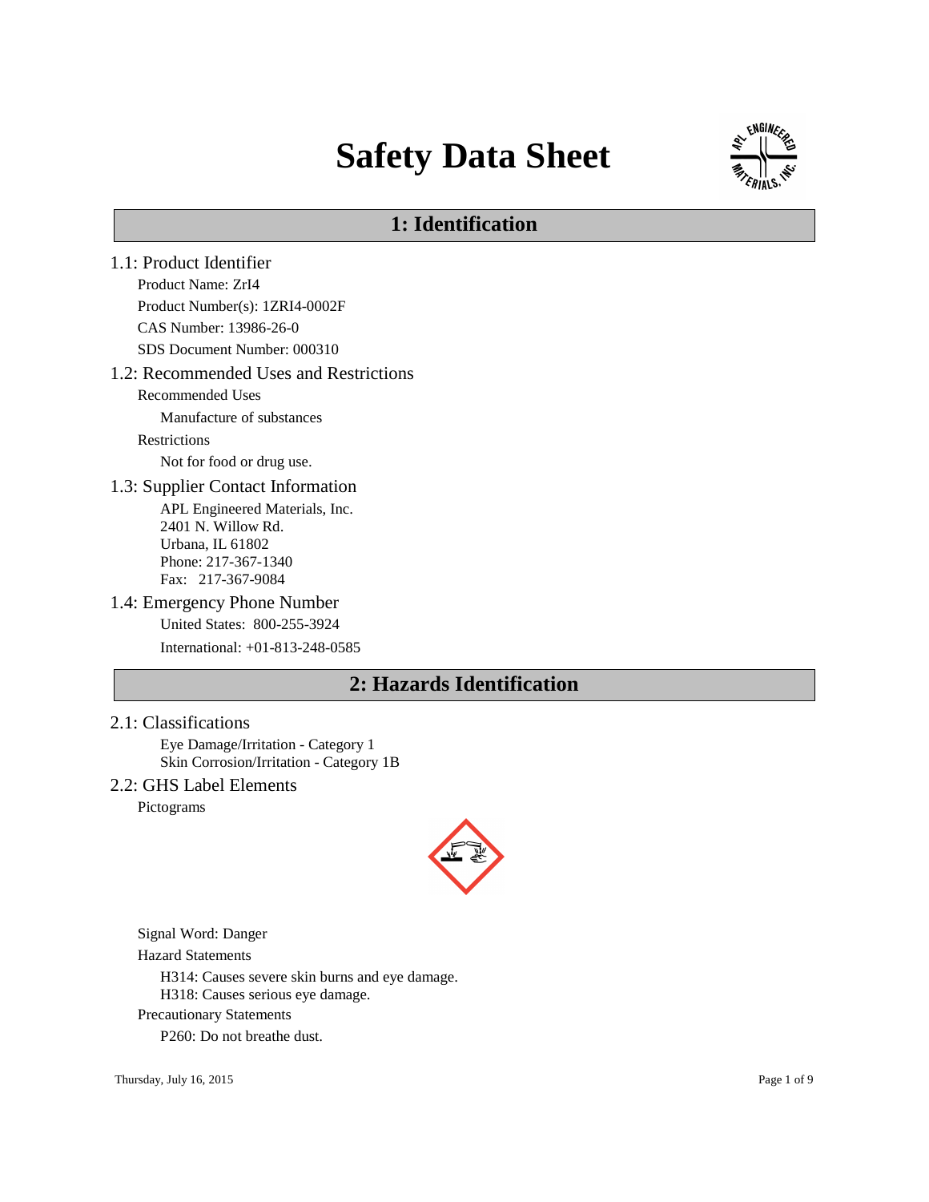# Safety Data Sheet

## 1: Identification

### 1.1: Product Identifier

Product Name: ZrI4

Product Number(s): 1ZRI4-0002F

CAS Number: 13986-26-0

SDS Document Number: 000310

### 1.2: Recommended Uses and Restrictions

Recommended Uses

Manufacture of substances

Restrictions

Not for food or drug use.

### 1.3: Supplier Contact Information

APL Engineered Materials, Inc.
2401 N. Willow Rd.
Urbana, IL 61802
Phone: 217-367-1340
Fax: 217-367-9084

### 1.4: Emergency Phone Number

United States: 800-255-3924

International: +01-813-248-0585

## 2: Hazards Identification

### 2.1: Classifications

Eye Damage/Irritation - Category 1
Skin Corrosion/Irritation - Category 1B

### 2.2: GHS Label Elements

Pictograms

Signal Word: Danger

Hazard Statements

H314: Causes severe skin burns and eye damage.
H318: Causes serious eye damage.

Precautionary Statements

P260: Do not breathe dust.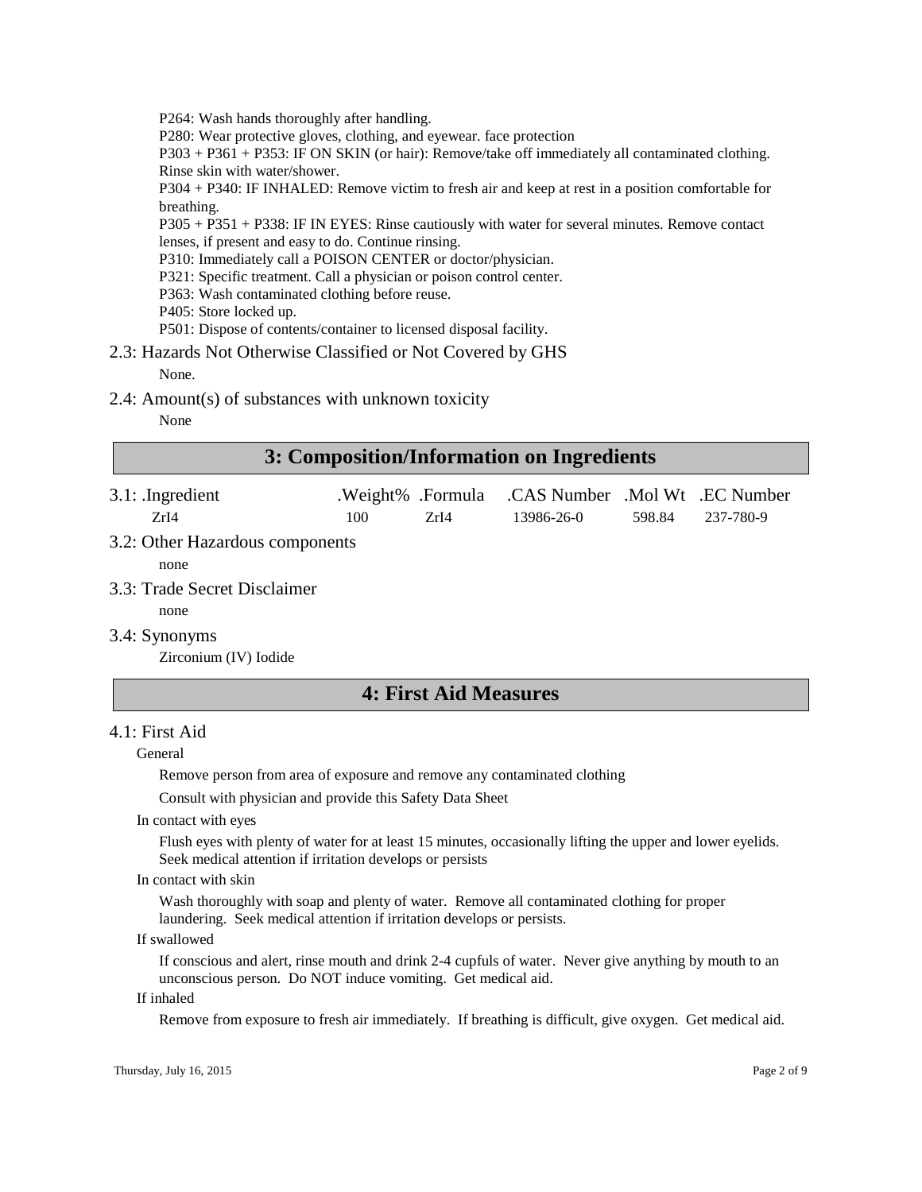P264: Wash hands thoroughly after handling.
P280: Wear protective gloves, clothing, and eyewear. face protection
P303 + P361 + P353: IF ON SKIN (or hair): Remove/take off immediately all contaminated clothing. Rinse skin with water/shower.
P304 + P340: IF INHALED: Remove victim to fresh air and keep at rest in a position comfortable for breathing.
P305 + P351 + P338: IF IN EYES: Rinse cautiously with water for several minutes. Remove contact lenses, if present and easy to do. Continue rinsing.
P310: Immediately call a POISON CENTER or doctor/physician.
P321: Specific treatment. Call a physician or poison control center.
P363: Wash contaminated clothing before reuse.
P405: Store locked up.
P501: Dispose of contents/container to licensed disposal facility.

### 2.3: Hazards Not Otherwise Classified or Not Covered by GHS

None.

### 2.4: Amount(s) of substances with unknown toxicity

None

## 3: Composition/Information on Ingredients

### 3.1:

| .Ingredient | .Weight% | .Formula | .CAS Number | .Mol Wt | .EC Number |
|---|---|---|---|---|---|
| $ZrI_4$ | 100 | $ZrI_4$ | 13986-26-0 | 598.84 | 237-780-9 |

### 3.2: Other Hazardous components

none

### 3.3: Trade Secret Disclaimer

none

### 3.4: Synonyms

Zirconium (IV) Iodide

## 4: First Aid Measures

### 4.1: First Aid

General

Remove person from area of exposure and remove any contaminated clothing

Consult with physician and provide this Safety Data Sheet

In contact with eyes

Flush eyes with plenty of water for at least 15 minutes, occasionally lifting the upper and lower eyelids. Seek medical attention if irritation develops or persists

In contact with skin

Wash thoroughly with soap and plenty of water. Remove all contaminated clothing for proper laundering. Seek medical attention if irritation develops or persists.

If swallowed

If conscious and alert, rinse mouth and drink 2-4 cupfuls of water. Never give anything by mouth to an unconscious person. Do NOT induce vomiting. Get medical aid.

If inhaled

Remove from exposure to fresh air immediately. If breathing is difficult, give oxygen. Get medical aid.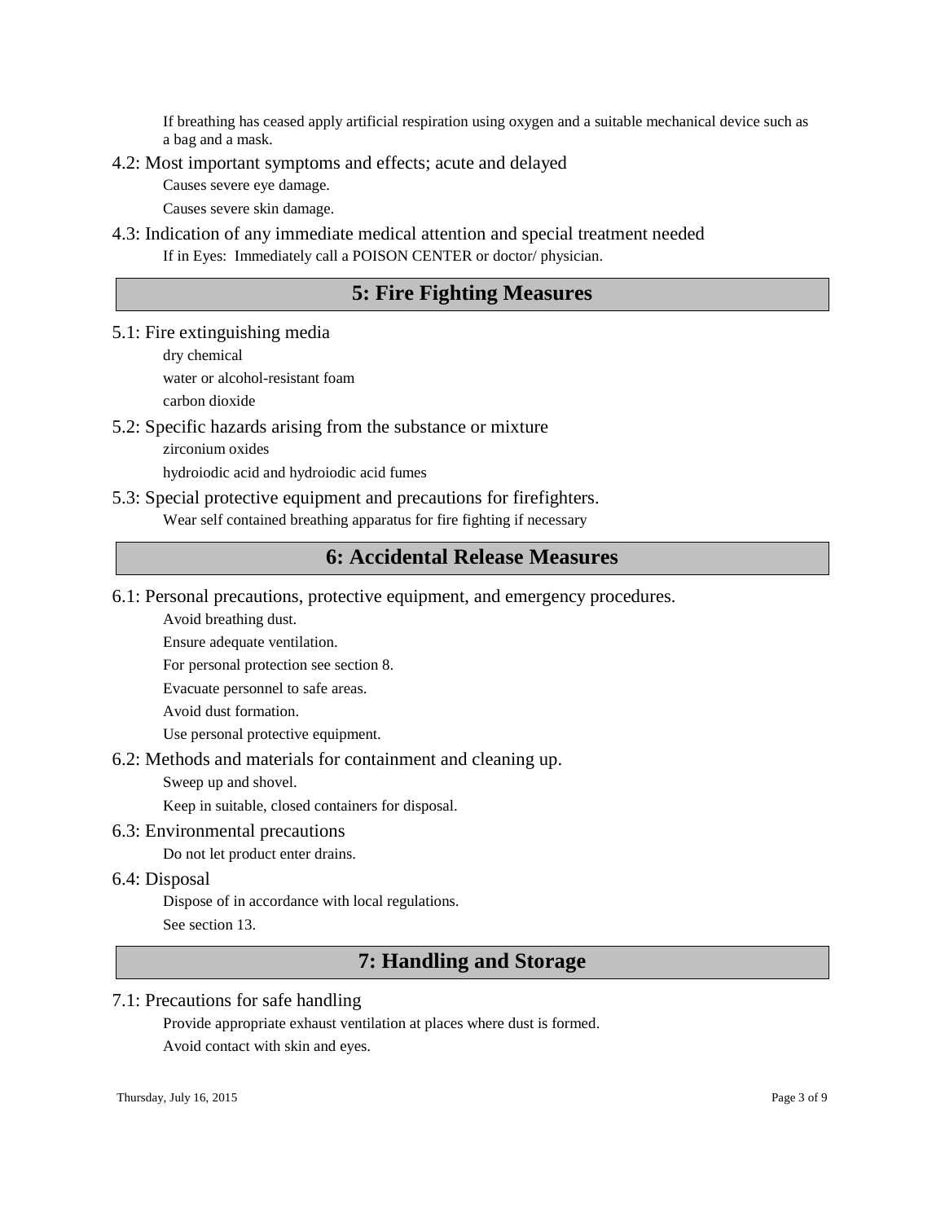If breathing has ceased apply artificial respiration using oxygen and a suitable mechanical device such as a bag and a mask.

### 4.2: Most important symptoms and effects; acute and delayed

Causes severe eye damage.

Causes severe skin damage.

### 4.3: Indication of any immediate medical attention and special treatment needed

If in Eyes: Immediately call a POISON CENTER or doctor/ physician.

## 5: Fire Fighting Measures

### 5.1: Fire extinguishing media

dry chemical

water or alcohol-resistant foam

carbon dioxide

### 5.2: Specific hazards arising from the substance or mixture

zirconium oxides

hydroiodic acid and hydroiodic acid fumes

### 5.3: Special protective equipment and precautions for firefighters.

Wear self contained breathing apparatus for fire fighting if necessary

## 6: Accidental Release Measures

### 6.1: Personal precautions, protective equipment, and emergency procedures.

Avoid breathing dust.

Ensure adequate ventilation.

For personal protection see section 8.

Evacuate personnel to safe areas.

Avoid dust formation.

Use personal protective equipment.

### 6.2: Methods and materials for containment and cleaning up.

Sweep up and shovel.

Keep in suitable, closed containers for disposal.

### 6.3: Environmental precautions

Do not let product enter drains.

### 6.4: Disposal

Dispose of in accordance with local regulations.

See section 13.

## 7: Handling and Storage

### 7.1: Precautions for safe handling

Provide appropriate exhaust ventilation at places where dust is formed.

Avoid contact with skin and eyes.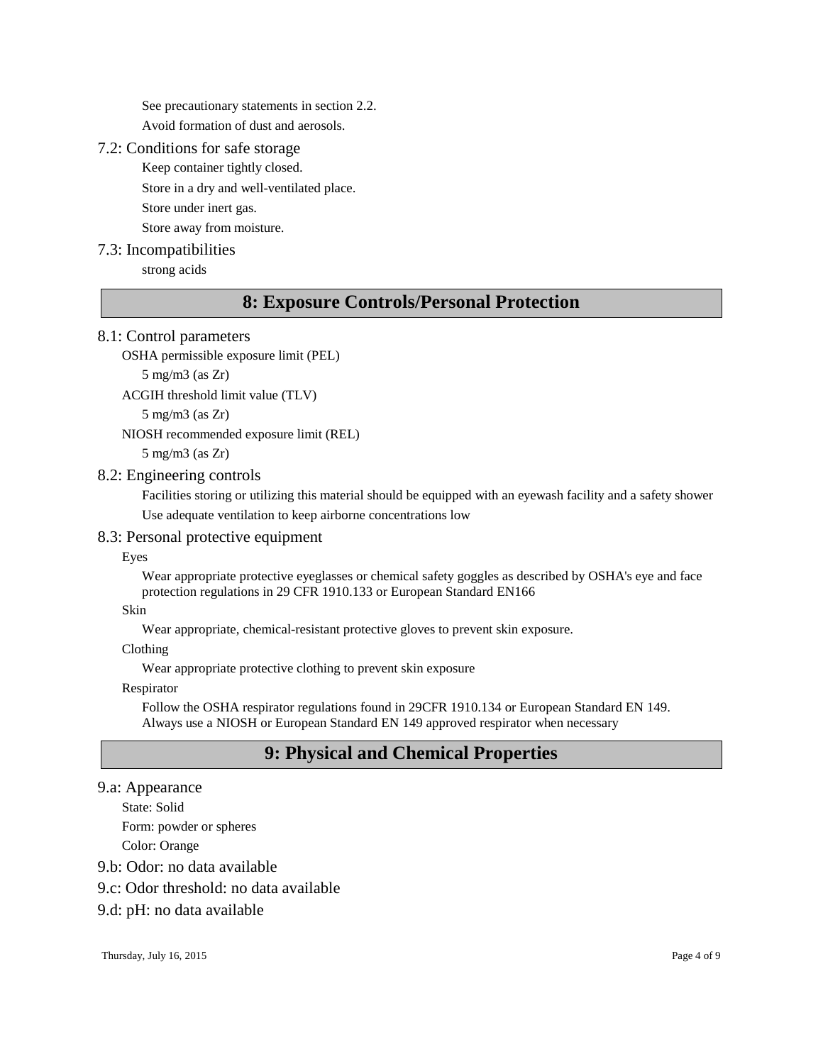See precautionary statements in section 2.2.

Avoid formation of dust and aerosols.

### 7.2: Conditions for safe storage

Keep container tightly closed.

Store in a dry and well-ventilated place.

Store under inert gas.

Store away from moisture.

### 7.3: Incompatibilities

strong acids

## 8: Exposure Controls/Personal Protection

### 8.1: Control parameters

OSHA permissible exposure limit (PEL)

5 mg/m3 (as Zr)

ACGIH threshold limit value (TLV)

5 mg/m3 (as Zr)

NIOSH recommended exposure limit (REL)

5 mg/m3 (as Zr)

### 8.2: Engineering controls

Facilities storing or utilizing this material should be equipped with an eyewash facility and a safety shower

Use adequate ventilation to keep airborne concentrations low

### 8.3: Personal protective equipment

Eyes

Wear appropriate protective eyeglasses or chemical safety goggles as described by OSHA's eye and face protection regulations in 29 CFR 1910.133 or European Standard EN166

Skin

Wear appropriate, chemical-resistant protective gloves to prevent skin exposure.

Clothing

Wear appropriate protective clothing to prevent skin exposure

Respirator

Follow the OSHA respirator regulations found in 29CFR 1910.134 or European Standard EN 149. Always use a NIOSH or European Standard EN 149 approved respirator when necessary

## 9: Physical and Chemical Properties

### 9.a: Appearance

State: Solid

Form: powder or spheres

Color: Orange

### 9.b: Odor: no data available

### 9.c: Odor threshold: no data available

### 9.d: pH: no data available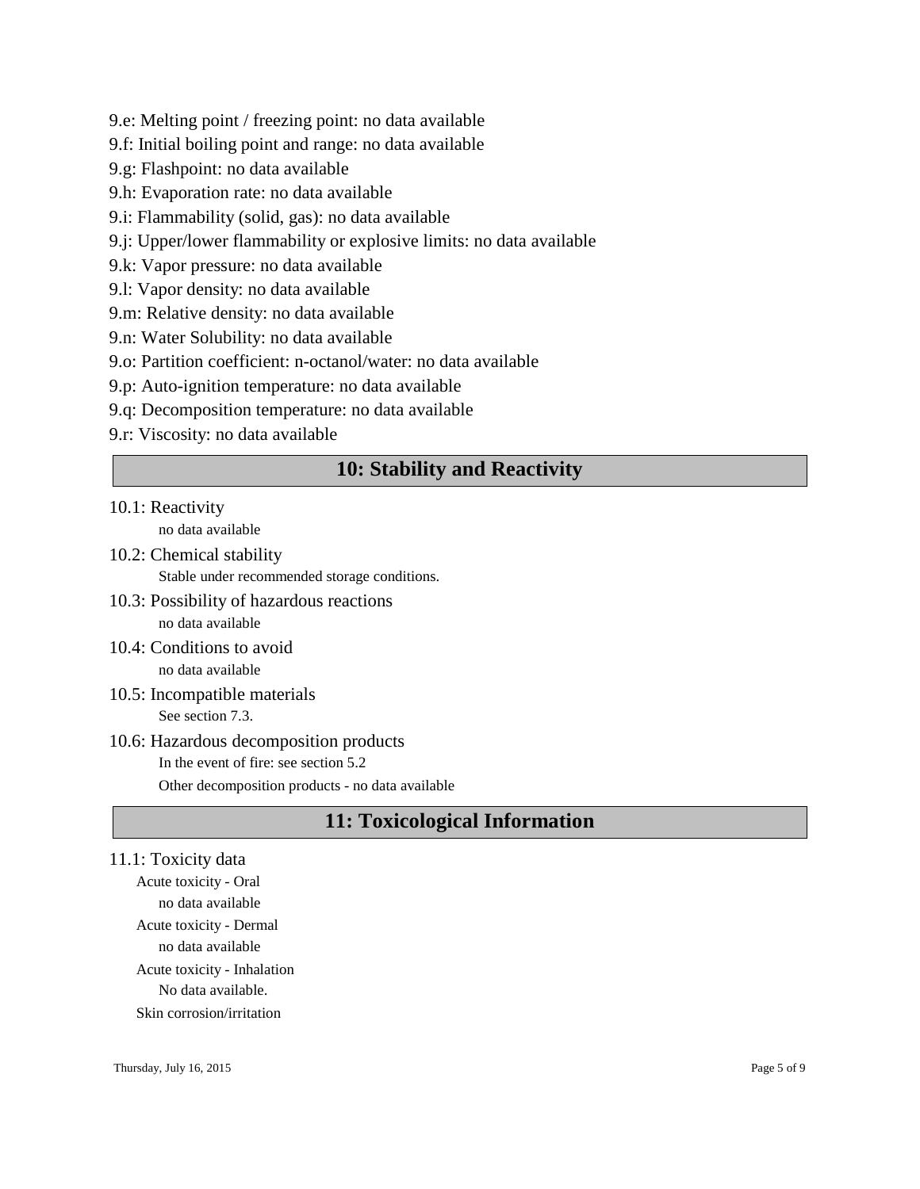9.e: Melting point / freezing point: no data available

9.f: Initial boiling point and range: no data available

9.g: Flashpoint: no data available

9.h: Evaporation rate: no data available

9.i: Flammability (solid, gas): no data available

9.j: Upper/lower flammability or explosive limits: no data available

9.k: Vapor pressure: no data available

9.l: Vapor density: no data available

9.m: Relative density: no data available

9.n: Water Solubility: no data available

9.o: Partition coefficient: n-octanol/water: no data available

9.p: Auto-ignition temperature: no data available

9.q: Decomposition temperature: no data available

9.r: Viscosity: no data available

## 10: Stability and Reactivity

10.1: Reactivity

no data available

10.2: Chemical stability

Stable under recommended storage conditions.

10.3: Possibility of hazardous reactions

no data available

10.4: Conditions to avoid

no data available

10.5: Incompatible materials

See section 7.3.

10.6: Hazardous decomposition products

In the event of fire: see section 5.2

Other decomposition products - no data available

## 11: Toxicological Information

11.1: Toxicity data

Acute toxicity - Oral

no data available

Acute toxicity - Dermal

no data available

Acute toxicity - Inhalation

No data available.

Skin corrosion/irritation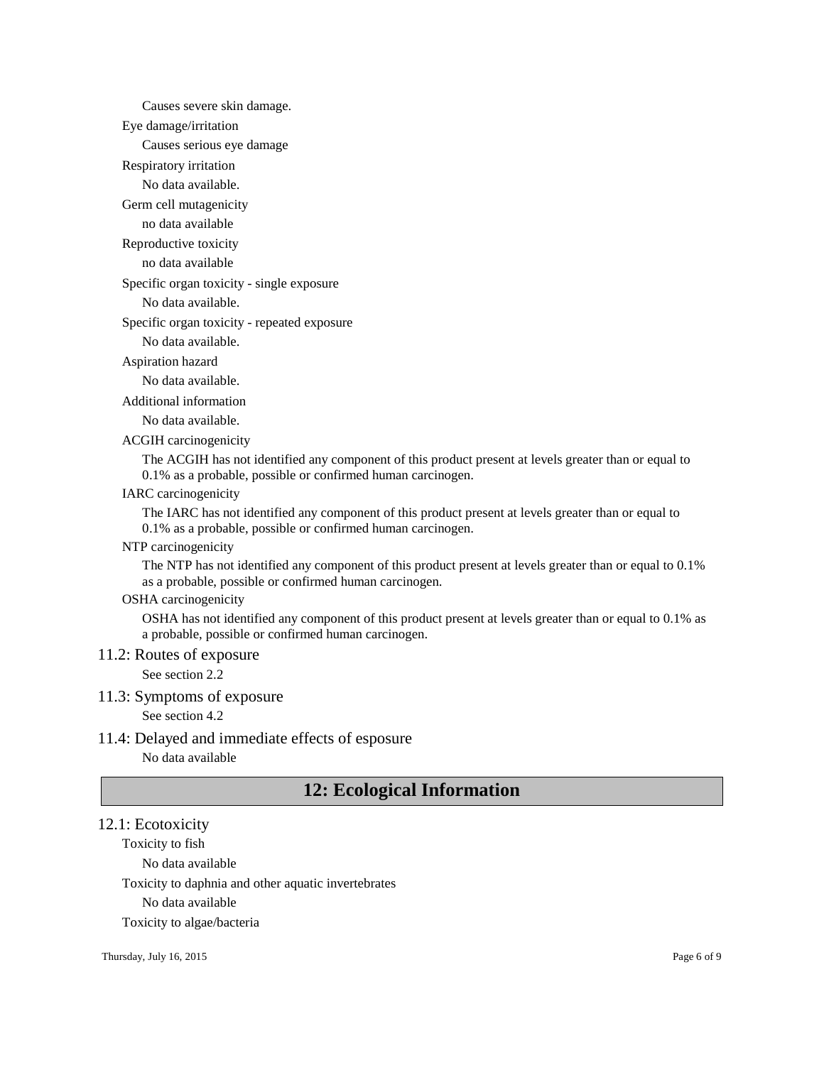Causes severe skin damage.

Eye damage/irritation

Causes serious eye damage

Respiratory irritation

No data available.

Germ cell mutagenicity

no data available

Reproductive toxicity

no data available

Specific organ toxicity - single exposure

No data available.

Specific organ toxicity - repeated exposure

No data available.

Aspiration hazard

No data available.

Additional information

No data available.

ACGIH carcinogenicity

The ACGIH has not identified any component of this product present at levels greater than or equal to 0.1% as a probable, possible or confirmed human carcinogen.

IARC carcinogenicity

The IARC has not identified any component of this product present at levels greater than or equal to 0.1% as a probable, possible or confirmed human carcinogen.

NTP carcinogenicity

The NTP has not identified any component of this product present at levels greater than or equal to 0.1% as a probable, possible or confirmed human carcinogen.

OSHA carcinogenicity

OSHA has not identified any component of this product present at levels greater than or equal to 0.1% as a probable, possible or confirmed human carcinogen.

### 11.2: Routes of exposure

See section 2.2

### 11.3: Symptoms of exposure

See section 4.2

### 11.4: Delayed and immediate effects of esposure

No data available

## 12: Ecological Information

### 12.1: Ecotoxicity

Toxicity to fish

No data available

Toxicity to daphnia and other aquatic invertebrates

No data available

Toxicity to algae/bacteria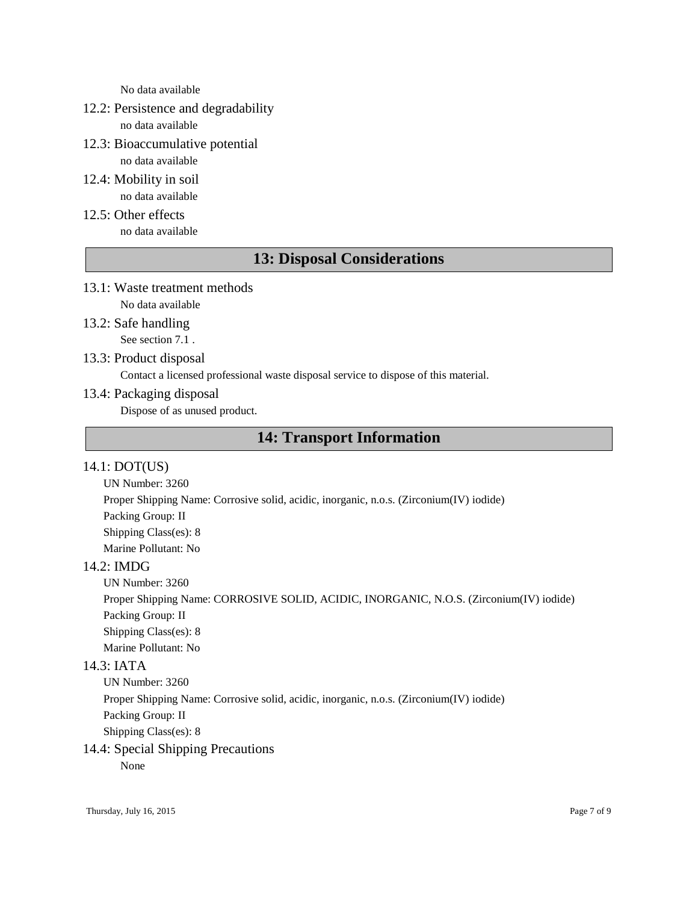No data available

### 12.2: Persistence and degradability

no data available

### 12.3: Bioaccumulative potential

no data available

### 12.4: Mobility in soil

no data available

### 12.5: Other effects

no data available

## 13: Disposal Considerations

### 13.1: Waste treatment methods

No data available

### 13.2: Safe handling

See section 7.1 .

### 13.3: Product disposal

Contact a licensed professional waste disposal service to dispose of this material.

### 13.4: Packaging disposal

Dispose of as unused product.

## 14: Transport Information

### 14.1: DOT(US)

UN Number: 3260

Proper Shipping Name: Corrosive solid, acidic, inorganic, n.o.s. (Zirconium(IV) iodide)

Packing Group: II

Shipping Class(es): 8

Marine Pollutant: No

### 14.2: IMDG

UN Number: 3260

Proper Shipping Name: CORROSIVE SOLID, ACIDIC, INORGANIC, N.O.S. (Zirconium(IV) iodide)

Packing Group: II

Shipping Class(es): 8

Marine Pollutant: No

### 14.3: IATA

UN Number: 3260

Proper Shipping Name: Corrosive solid, acidic, inorganic, n.o.s. (Zirconium(IV) iodide)

Packing Group: II

Shipping Class(es): 8

### 14.4: Special Shipping Precautions

None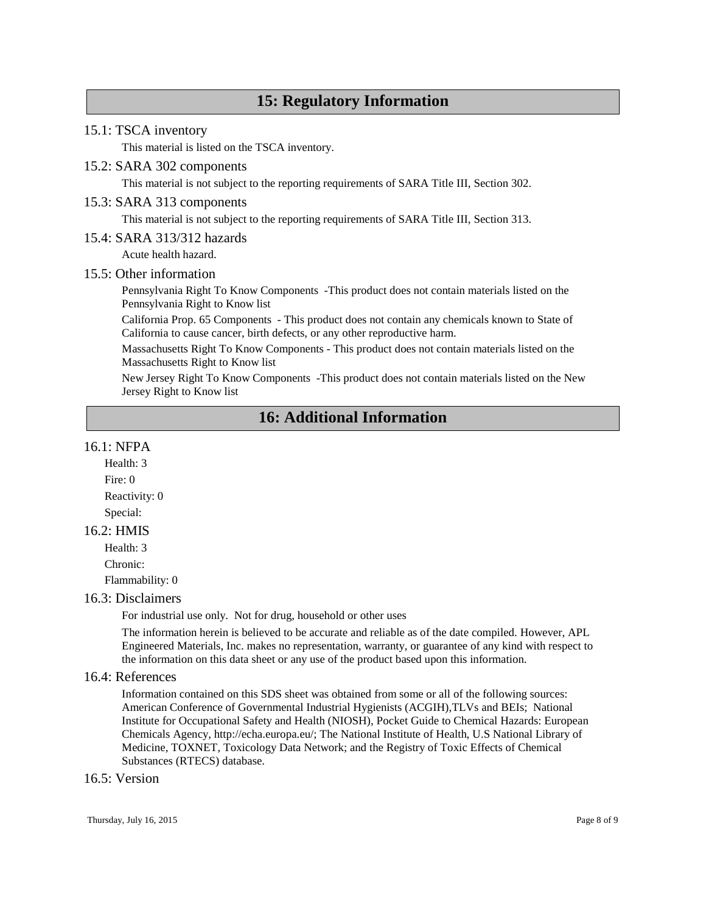## 15: Regulatory Information

### 15.1: TSCA inventory

This material is listed on the TSCA inventory.

### 15.2: SARA 302 components

This material is not subject to the reporting requirements of SARA Title III, Section 302.

### 15.3: SARA 313 components

This material is not subject to the reporting requirements of SARA Title III, Section 313.

### 15.4: SARA 313/312 hazards

Acute health hazard.

### 15.5: Other information

Pennsylvania Right To Know Components -This product does not contain materials listed on the Pennsylvania Right to Know list

California Prop. 65 Components - This product does not contain any chemicals known to State of California to cause cancer, birth defects, or any other reproductive harm.

Massachusetts Right To Know Components - This product does not contain materials listed on the Massachusetts Right to Know list

New Jersey Right To Know Components -This product does not contain materials listed on the New Jersey Right to Know list

## 16: Additional Information

### 16.1: NFPA

Health: 3

Fire: 0

Reactivity: 0

Special:

### 16.2: HMIS

Health: 3

Chronic:

Flammability: 0

### 16.3: Disclaimers

For industrial use only. Not for drug, household or other uses

The information herein is believed to be accurate and reliable as of the date compiled. However, APL Engineered Materials, Inc. makes no representation, warranty, or guarantee of any kind with respect to the information on this data sheet or any use of the product based upon this information.

### 16.4: References

Information contained on this SDS sheet was obtained from some or all of the following sources: American Conference of Governmental Industrial Hygienists (ACGIH),TLVs and BEIs; National Institute for Occupational Safety and Health (NIOSH), Pocket Guide to Chemical Hazards: European Chemicals Agency, http://echa.europa.eu/; The National Institute of Health, U.S National Library of Medicine, TOXNET, Toxicology Data Network; and the Registry of Toxic Effects of Chemical Substances (RTECS) database.

### 16.5: Version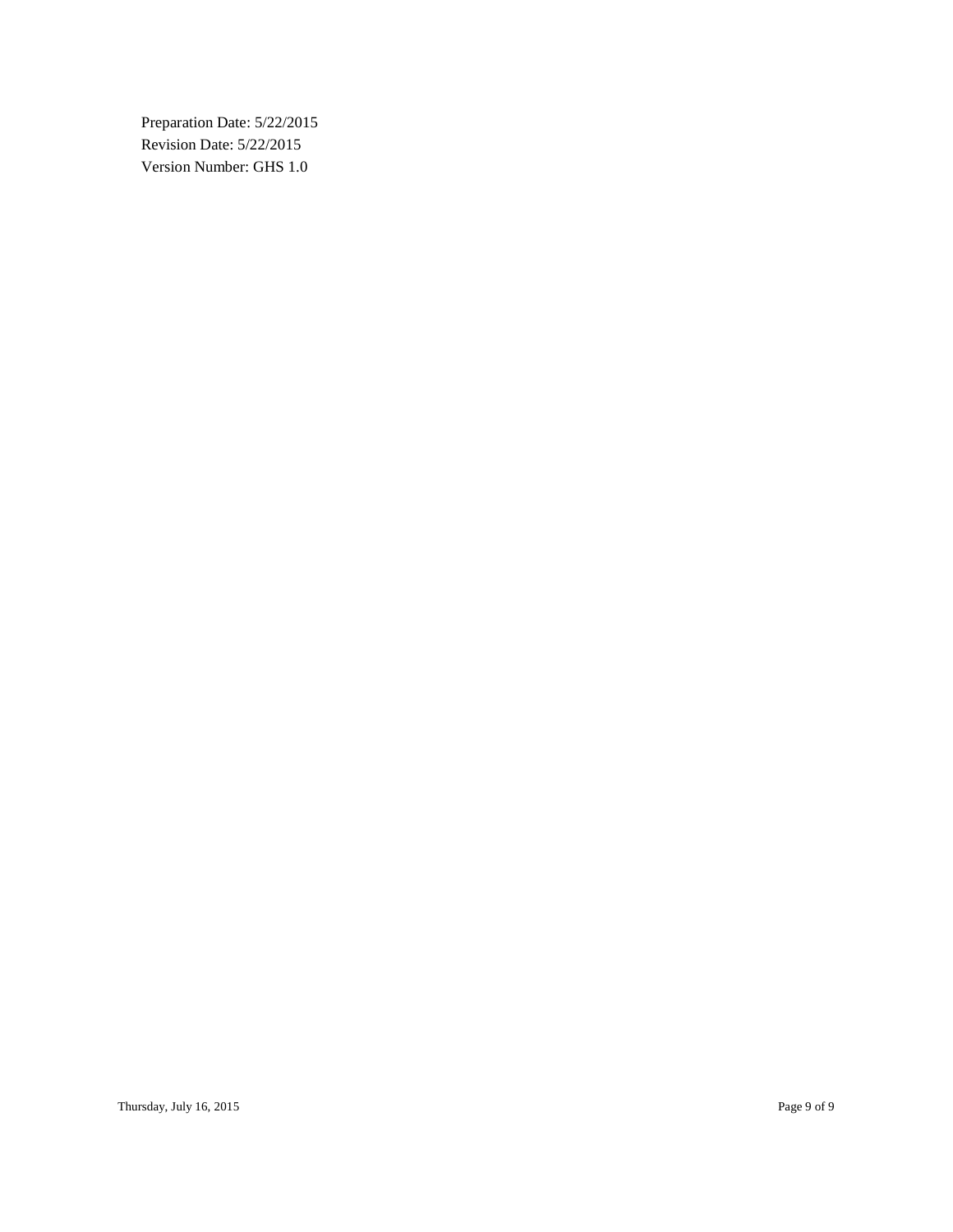Preparation Date: 5/22/2015
Revision Date: 5/22/2015
Version Number: GHS 1.0